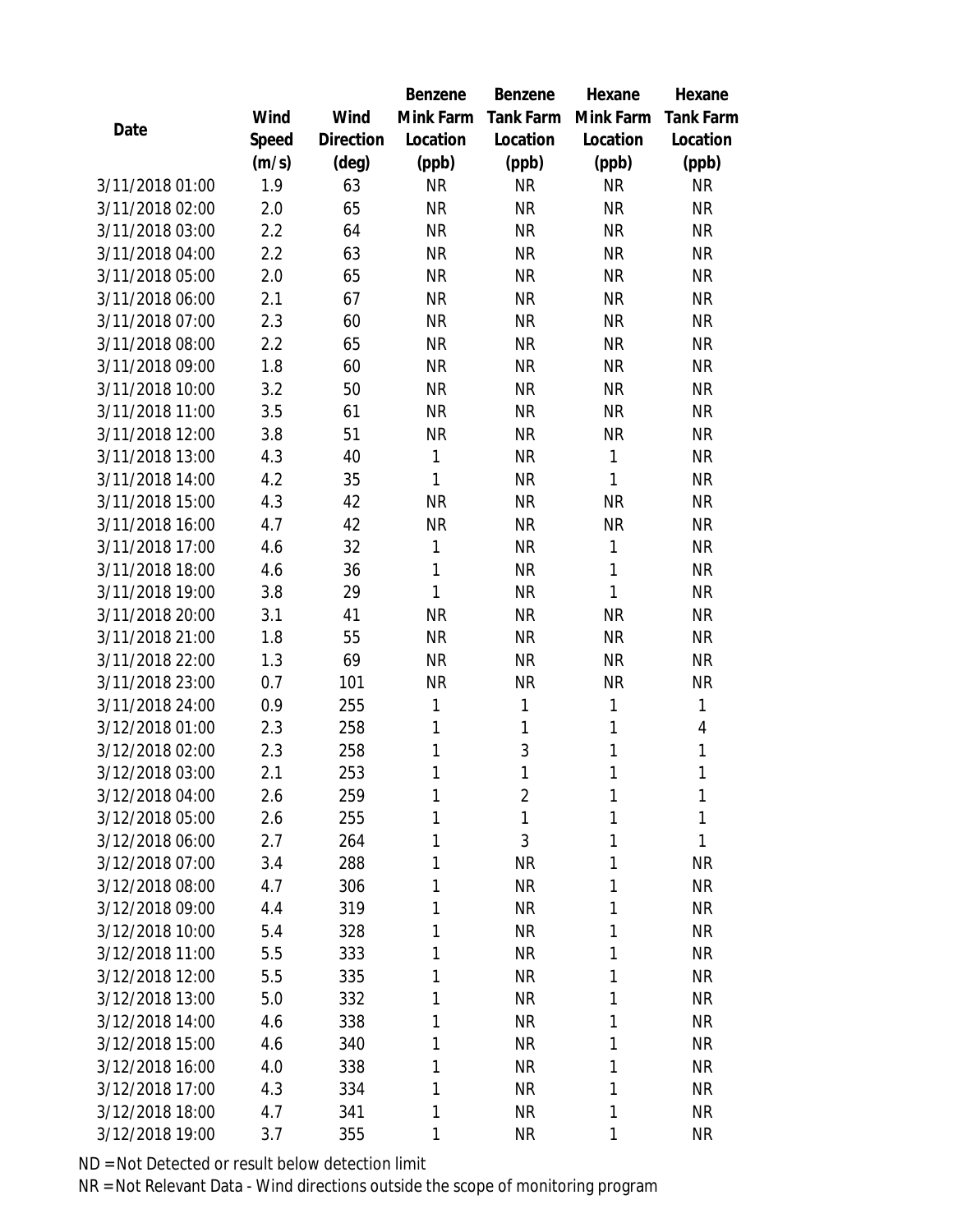| Date | Wind Speed (m/s) | Wind Direction (deg) | Benzene Mink Farm Location (ppb) | Benzene Tank Farm Location (ppb) | Hexane Mink Farm Location (ppb) | Hexane Tank Farm Location (ppb) |
|---|---|---|---|---|---|---|
| 3/11/2018 01:00 | 1.9 | 63 | NR | NR | NR | NR |
| 3/11/2018 02:00 | 2.0 | 65 | NR | NR | NR | NR |
| 3/11/2018 03:00 | 2.2 | 64 | NR | NR | NR | NR |
| 3/11/2018 04:00 | 2.2 | 63 | NR | NR | NR | NR |
| 3/11/2018 05:00 | 2.0 | 65 | NR | NR | NR | NR |
| 3/11/2018 06:00 | 2.1 | 67 | NR | NR | NR | NR |
| 3/11/2018 07:00 | 2.3 | 60 | NR | NR | NR | NR |
| 3/11/2018 08:00 | 2.2 | 65 | NR | NR | NR | NR |
| 3/11/2018 09:00 | 1.8 | 60 | NR | NR | NR | NR |
| 3/11/2018 10:00 | 3.2 | 50 | NR | NR | NR | NR |
| 3/11/2018 11:00 | 3.5 | 61 | NR | NR | NR | NR |
| 3/11/2018 12:00 | 3.8 | 51 | NR | NR | NR | NR |
| 3/11/2018 13:00 | 4.3 | 40 | 1 | NR | 1 | NR |
| 3/11/2018 14:00 | 4.2 | 35 | 1 | NR | 1 | NR |
| 3/11/2018 15:00 | 4.3 | 42 | NR | NR | NR | NR |
| 3/11/2018 16:00 | 4.7 | 42 | NR | NR | NR | NR |
| 3/11/2018 17:00 | 4.6 | 32 | 1 | NR | 1 | NR |
| 3/11/2018 18:00 | 4.6 | 36 | 1 | NR | 1 | NR |
| 3/11/2018 19:00 | 3.8 | 29 | 1 | NR | 1 | NR |
| 3/11/2018 20:00 | 3.1 | 41 | NR | NR | NR | NR |
| 3/11/2018 21:00 | 1.8 | 55 | NR | NR | NR | NR |
| 3/11/2018 22:00 | 1.3 | 69 | NR | NR | NR | NR |
| 3/11/2018 23:00 | 0.7 | 101 | NR | NR | NR | NR |
| 3/11/2018 24:00 | 0.9 | 255 | 1 | 1 | 1 | 1 |
| 3/12/2018 01:00 | 2.3 | 258 | 1 | 1 | 1 | 4 |
| 3/12/2018 02:00 | 2.3 | 258 | 1 | 3 | 1 | 1 |
| 3/12/2018 03:00 | 2.1 | 253 | 1 | 1 | 1 | 1 |
| 3/12/2018 04:00 | 2.6 | 259 | 1 | 2 | 1 | 1 |
| 3/12/2018 05:00 | 2.6 | 255 | 1 | 1 | 1 | 1 |
| 3/12/2018 06:00 | 2.7 | 264 | 1 | 3 | 1 | 1 |
| 3/12/2018 07:00 | 3.4 | 288 | 1 | NR | 1 | NR |
| 3/12/2018 08:00 | 4.7 | 306 | 1 | NR | 1 | NR |
| 3/12/2018 09:00 | 4.4 | 319 | 1 | NR | 1 | NR |
| 3/12/2018 10:00 | 5.4 | 328 | 1 | NR | 1 | NR |
| 3/12/2018 11:00 | 5.5 | 333 | 1 | NR | 1 | NR |
| 3/12/2018 12:00 | 5.5 | 335 | 1 | NR | 1 | NR |
| 3/12/2018 13:00 | 5.0 | 332 | 1 | NR | 1 | NR |
| 3/12/2018 14:00 | 4.6 | 338 | 1 | NR | 1 | NR |
| 3/12/2018 15:00 | 4.6 | 340 | 1 | NR | 1 | NR |
| 3/12/2018 16:00 | 4.0 | 338 | 1 | NR | 1 | NR |
| 3/12/2018 17:00 | 4.3 | 334 | 1 | NR | 1 | NR |
| 3/12/2018 18:00 | 4.7 | 341 | 1 | NR | 1 | NR |
| 3/12/2018 19:00 | 3.7 | 355 | 1 | NR | 1 | NR |

ND = Not Detected or result below detection limit

NR = Not Relevant Data - Wind directions outside the scope of monitoring program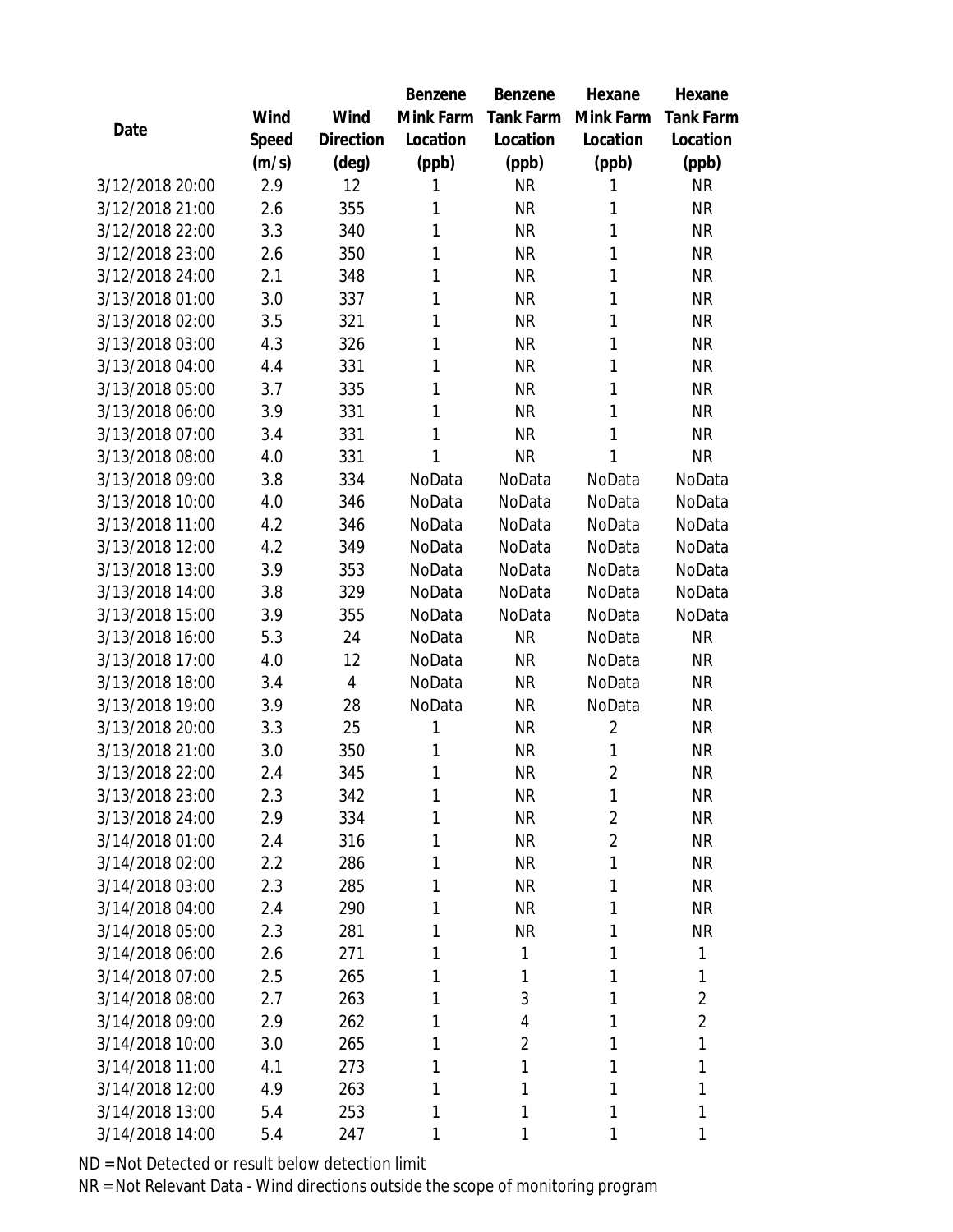| Date | Wind Speed (m/s) | Wind Direction (deg) | Benzene Mink Farm Location (ppb) | Benzene Tank Farm Location (ppb) | Hexane Mink Farm Location (ppb) | Hexane Tank Farm Location (ppb) |
|---|---|---|---|---|---|---|
| 3/12/2018 20:00 | 2.9 | 12 | 1 | NR | 1 | NR |
| 3/12/2018 21:00 | 2.6 | 355 | 1 | NR | 1 | NR |
| 3/12/2018 22:00 | 3.3 | 340 | 1 | NR | 1 | NR |
| 3/12/2018 23:00 | 2.6 | 350 | 1 | NR | 1 | NR |
| 3/12/2018 24:00 | 2.1 | 348 | 1 | NR | 1 | NR |
| 3/13/2018 01:00 | 3.0 | 337 | 1 | NR | 1 | NR |
| 3/13/2018 02:00 | 3.5 | 321 | 1 | NR | 1 | NR |
| 3/13/2018 03:00 | 4.3 | 326 | 1 | NR | 1 | NR |
| 3/13/2018 04:00 | 4.4 | 331 | 1 | NR | 1 | NR |
| 3/13/2018 05:00 | 3.7 | 335 | 1 | NR | 1 | NR |
| 3/13/2018 06:00 | 3.9 | 331 | 1 | NR | 1 | NR |
| 3/13/2018 07:00 | 3.4 | 331 | 1 | NR | 1 | NR |
| 3/13/2018 08:00 | 4.0 | 331 | 1 | NR | 1 | NR |
| 3/13/2018 09:00 | 3.8 | 334 | NoData | NoData | NoData | NoData |
| 3/13/2018 10:00 | 4.0 | 346 | NoData | NoData | NoData | NoData |
| 3/13/2018 11:00 | 4.2 | 346 | NoData | NoData | NoData | NoData |
| 3/13/2018 12:00 | 4.2 | 349 | NoData | NoData | NoData | NoData |
| 3/13/2018 13:00 | 3.9 | 353 | NoData | NoData | NoData | NoData |
| 3/13/2018 14:00 | 3.8 | 329 | NoData | NoData | NoData | NoData |
| 3/13/2018 15:00 | 3.9 | 355 | NoData | NoData | NoData | NoData |
| 3/13/2018 16:00 | 5.3 | 24 | NoData | NR | NoData | NR |
| 3/13/2018 17:00 | 4.0 | 12 | NoData | NR | NoData | NR |
| 3/13/2018 18:00 | 3.4 | 4 | NoData | NR | NoData | NR |
| 3/13/2018 19:00 | 3.9 | 28 | NoData | NR | NoData | NR |
| 3/13/2018 20:00 | 3.3 | 25 | 1 | NR | 2 | NR |
| 3/13/2018 21:00 | 3.0 | 350 | 1 | NR | 1 | NR |
| 3/13/2018 22:00 | 2.4 | 345 | 1 | NR | 2 | NR |
| 3/13/2018 23:00 | 2.3 | 342 | 1 | NR | 1 | NR |
| 3/13/2018 24:00 | 2.9 | 334 | 1 | NR | 2 | NR |
| 3/14/2018 01:00 | 2.4 | 316 | 1 | NR | 2 | NR |
| 3/14/2018 02:00 | 2.2 | 286 | 1 | NR | 1 | NR |
| 3/14/2018 03:00 | 2.3 | 285 | 1 | NR | 1 | NR |
| 3/14/2018 04:00 | 2.4 | 290 | 1 | NR | 1 | NR |
| 3/14/2018 05:00 | 2.3 | 281 | 1 | NR | 1 | NR |
| 3/14/2018 06:00 | 2.6 | 271 | 1 | 1 | 1 | 1 |
| 3/14/2018 07:00 | 2.5 | 265 | 1 | 1 | 1 | 1 |
| 3/14/2018 08:00 | 2.7 | 263 | 1 | 3 | 1 | 2 |
| 3/14/2018 09:00 | 2.9 | 262 | 1 | 4 | 1 | 2 |
| 3/14/2018 10:00 | 3.0 | 265 | 1 | 2 | 1 | 1 |
| 3/14/2018 11:00 | 4.1 | 273 | 1 | 1 | 1 | 1 |
| 3/14/2018 12:00 | 4.9 | 263 | 1 | 1 | 1 | 1 |
| 3/14/2018 13:00 | 5.4 | 253 | 1 | 1 | 1 | 1 |
| 3/14/2018 14:00 | 5.4 | 247 | 1 | 1 | 1 | 1 |

ND = Not Detected or result below detection limit

NR = Not Relevant Data - Wind directions outside the scope of monitoring program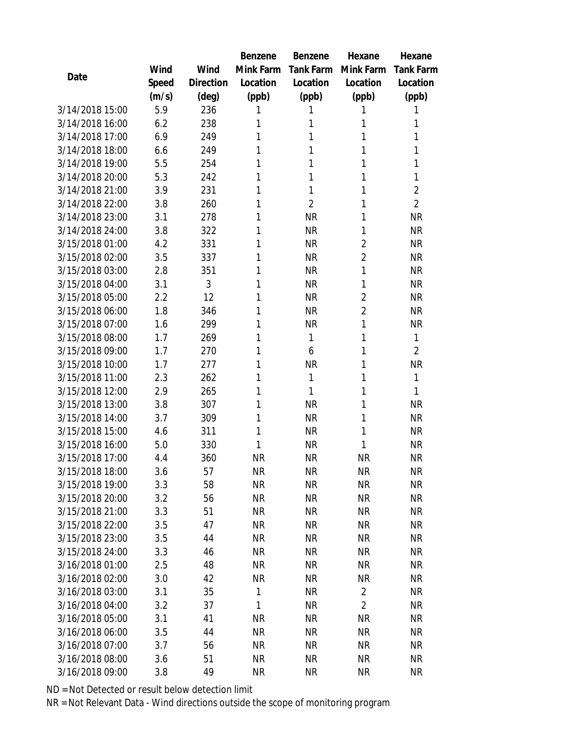| Date | Wind Speed (m/s) | Wind Direction (deg) | Benzene Mink Farm Location (ppb) | Benzene Tank Farm Location (ppb) | Hexane Mink Farm Location (ppb) | Hexane Tank Farm Location (ppb) |
|---|---|---|---|---|---|---|
| 3/14/2018 15:00 | 5.9 | 236 | 1 | 1 | 1 | 1 |
| 3/14/2018 16:00 | 6.2 | 238 | 1 | 1 | 1 | 1 |
| 3/14/2018 17:00 | 6.9 | 249 | 1 | 1 | 1 | 1 |
| 3/14/2018 18:00 | 6.6 | 249 | 1 | 1 | 1 | 1 |
| 3/14/2018 19:00 | 5.5 | 254 | 1 | 1 | 1 | 1 |
| 3/14/2018 20:00 | 5.3 | 242 | 1 | 1 | 1 | 1 |
| 3/14/2018 21:00 | 3.9 | 231 | 1 | 1 | 1 | 2 |
| 3/14/2018 22:00 | 3.8 | 260 | 1 | 2 | 1 | 2 |
| 3/14/2018 23:00 | 3.1 | 278 | 1 | NR | 1 | NR |
| 3/14/2018 24:00 | 3.8 | 322 | 1 | NR | 1 | NR |
| 3/15/2018 01:00 | 4.2 | 331 | 1 | NR | 2 | NR |
| 3/15/2018 02:00 | 3.5 | 337 | 1 | NR | 2 | NR |
| 3/15/2018 03:00 | 2.8 | 351 | 1 | NR | 1 | NR |
| 3/15/2018 04:00 | 3.1 | 3 | 1 | NR | 1 | NR |
| 3/15/2018 05:00 | 2.2 | 12 | 1 | NR | 2 | NR |
| 3/15/2018 06:00 | 1.8 | 346 | 1 | NR | 2 | NR |
| 3/15/2018 07:00 | 1.6 | 299 | 1 | NR | 1 | NR |
| 3/15/2018 08:00 | 1.7 | 269 | 1 | 1 | 1 | 1 |
| 3/15/2018 09:00 | 1.7 | 270 | 1 | 6 | 1 | 2 |
| 3/15/2018 10:00 | 1.7 | 277 | 1 | NR | 1 | NR |
| 3/15/2018 11:00 | 2.3 | 262 | 1 | 1 | 1 | 1 |
| 3/15/2018 12:00 | 2.9 | 265 | 1 | 1 | 1 | 1 |
| 3/15/2018 13:00 | 3.8 | 307 | 1 | NR | 1 | NR |
| 3/15/2018 14:00 | 3.7 | 309 | 1 | NR | 1 | NR |
| 3/15/2018 15:00 | 4.6 | 311 | 1 | NR | 1 | NR |
| 3/15/2018 16:00 | 5.0 | 330 | 1 | NR | 1 | NR |
| 3/15/2018 17:00 | 4.4 | 360 | NR | NR | NR | NR |
| 3/15/2018 18:00 | 3.6 | 57 | NR | NR | NR | NR |
| 3/15/2018 19:00 | 3.3 | 58 | NR | NR | NR | NR |
| 3/15/2018 20:00 | 3.2 | 56 | NR | NR | NR | NR |
| 3/15/2018 21:00 | 3.3 | 51 | NR | NR | NR | NR |
| 3/15/2018 22:00 | 3.5 | 47 | NR | NR | NR | NR |
| 3/15/2018 23:00 | 3.5 | 44 | NR | NR | NR | NR |
| 3/15/2018 24:00 | 3.3 | 46 | NR | NR | NR | NR |
| 3/16/2018 01:00 | 2.5 | 48 | NR | NR | NR | NR |
| 3/16/2018 02:00 | 3.0 | 42 | NR | NR | NR | NR |
| 3/16/2018 03:00 | 3.1 | 35 | 1 | NR | 2 | NR |
| 3/16/2018 04:00 | 3.2 | 37 | 1 | NR | 2 | NR |
| 3/16/2018 05:00 | 3.1 | 41 | NR | NR | NR | NR |
| 3/16/2018 06:00 | 3.5 | 44 | NR | NR | NR | NR |
| 3/16/2018 07:00 | 3.7 | 56 | NR | NR | NR | NR |
| 3/16/2018 08:00 | 3.6 | 51 | NR | NR | NR | NR |
| 3/16/2018 09:00 | 3.8 | 49 | NR | NR | NR | NR |

ND = Not Detected or result below detection limit

NR = Not Relevant Data - Wind directions outside the scope of monitoring program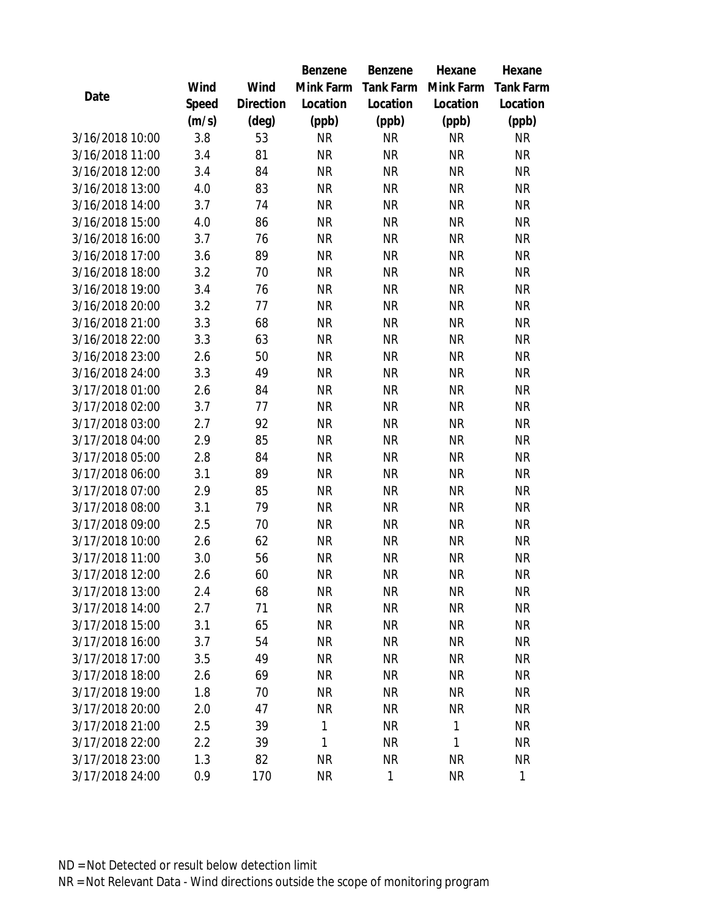| Date | Wind Speed (m/s) | Wind Direction (deg) | Benzene Mink Farm Location (ppb) | Benzene Tank Farm Location (ppb) | Hexane Mink Farm Location (ppb) | Hexane Tank Farm Location (ppb) |
|---|---|---|---|---|---|---|
| 3/16/2018 10:00 | 3.8 | 53 | NR | NR | NR | NR |
| 3/16/2018 11:00 | 3.4 | 81 | NR | NR | NR | NR |
| 3/16/2018 12:00 | 3.4 | 84 | NR | NR | NR | NR |
| 3/16/2018 13:00 | 4.0 | 83 | NR | NR | NR | NR |
| 3/16/2018 14:00 | 3.7 | 74 | NR | NR | NR | NR |
| 3/16/2018 15:00 | 4.0 | 86 | NR | NR | NR | NR |
| 3/16/2018 16:00 | 3.7 | 76 | NR | NR | NR | NR |
| 3/16/2018 17:00 | 3.6 | 89 | NR | NR | NR | NR |
| 3/16/2018 18:00 | 3.2 | 70 | NR | NR | NR | NR |
| 3/16/2018 19:00 | 3.4 | 76 | NR | NR | NR | NR |
| 3/16/2018 20:00 | 3.2 | 77 | NR | NR | NR | NR |
| 3/16/2018 21:00 | 3.3 | 68 | NR | NR | NR | NR |
| 3/16/2018 22:00 | 3.3 | 63 | NR | NR | NR | NR |
| 3/16/2018 23:00 | 2.6 | 50 | NR | NR | NR | NR |
| 3/16/2018 24:00 | 3.3 | 49 | NR | NR | NR | NR |
| 3/17/2018 01:00 | 2.6 | 84 | NR | NR | NR | NR |
| 3/17/2018 02:00 | 3.7 | 77 | NR | NR | NR | NR |
| 3/17/2018 03:00 | 2.7 | 92 | NR | NR | NR | NR |
| 3/17/2018 04:00 | 2.9 | 85 | NR | NR | NR | NR |
| 3/17/2018 05:00 | 2.8 | 84 | NR | NR | NR | NR |
| 3/17/2018 06:00 | 3.1 | 89 | NR | NR | NR | NR |
| 3/17/2018 07:00 | 2.9 | 85 | NR | NR | NR | NR |
| 3/17/2018 08:00 | 3.1 | 79 | NR | NR | NR | NR |
| 3/17/2018 09:00 | 2.5 | 70 | NR | NR | NR | NR |
| 3/17/2018 10:00 | 2.6 | 62 | NR | NR | NR | NR |
| 3/17/2018 11:00 | 3.0 | 56 | NR | NR | NR | NR |
| 3/17/2018 12:00 | 2.6 | 60 | NR | NR | NR | NR |
| 3/17/2018 13:00 | 2.4 | 68 | NR | NR | NR | NR |
| 3/17/2018 14:00 | 2.7 | 71 | NR | NR | NR | NR |
| 3/17/2018 15:00 | 3.1 | 65 | NR | NR | NR | NR |
| 3/17/2018 16:00 | 3.7 | 54 | NR | NR | NR | NR |
| 3/17/2018 17:00 | 3.5 | 49 | NR | NR | NR | NR |
| 3/17/2018 18:00 | 2.6 | 69 | NR | NR | NR | NR |
| 3/17/2018 19:00 | 1.8 | 70 | NR | NR | NR | NR |
| 3/17/2018 20:00 | 2.0 | 47 | NR | NR | NR | NR |
| 3/17/2018 21:00 | 2.5 | 39 | 1 | NR | 1 | NR |
| 3/17/2018 22:00 | 2.2 | 39 | 1 | NR | 1 | NR |
| 3/17/2018 23:00 | 1.3 | 82 | NR | NR | NR | NR |
| 3/17/2018 24:00 | 0.9 | 170 | NR | 1 | NR | 1 |

ND = Not Detected or result below detection limit

NR = Not Relevant Data - Wind directions outside the scope of monitoring program